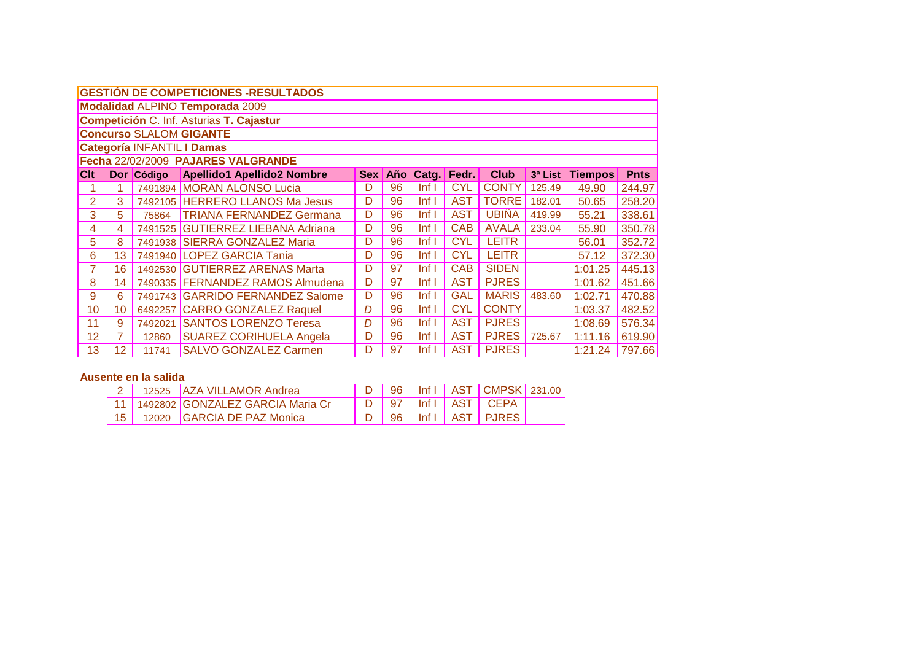**GESTIÓN DE COMPETICIONES -RESULTADOS**

**Modalidad** ALPINO **Temporada** 2009

**Competición** C. Inf. Asturias **T. Cajastur**

**Concurso** SLALOM **GIGANTE**

**Categoría** INFANTIL **I Damas**

**Fecha** 22/02/2009 **PAJARES VALGRANDE**

| Clt | Dor | Código | Apellido1 Apellido2 Nombre | Sex | Año | Catg. | Fedr. | Club | 3ª List | Tiempos | Pnts |
|---|---|---|---|---|---|---|---|---|---|---|---|
| 1 | 1 | 7491894 | MORAN ALONSO Lucia | D | 96 | Inf I | CYL | CONTY | 125.49 | 49.90 | 244.97 |
| 2 | 3 | 7492105 | HERRERO LLANOS Ma Jesus | D | 96 | Inf I | AST | TORRE | 182.01 | 50.65 | 258.20 |
| 3 | 5 | 75864 | TRIANA FERNANDEZ Germana | D | 96 | Inf I | AST | UBIÑA | 419.99 | 55.21 | 338.61 |
| 4 | 4 | 7491525 | GUTIERREZ LIEBANA Adriana | D | 96 | Inf I | CAB | AVALA | 233.04 | 55.90 | 350.78 |
| 5 | 8 | 7491938 | SIERRA GONZALEZ Maria | D | 96 | Inf I | CYL | LEITR | | 56.01 | 352.72 |
| 6 | 13 | 7491940 | LOPEZ GARCIA Tania | D | 96 | Inf I | CYL | LEITR | | 57.12 | 372.30 |
| 7 | 16 | 1492530 | GUTIERREZ ARENAS Marta | D | 97 | Inf I | CAB | SIDEN | | 1:01.25 | 445.13 |
| 8 | 14 | 7490335 | FERNANDEZ RAMOS Almudena | D | 97 | Inf I | AST | PJRES | | 1:01.62 | 451.66 |
| 9 | 6 | 7491743 | GARRIDO FERNANDEZ Salome | D | 96 | Inf I | GAL | MARIS | 483.60 | 1:02.71 | 470.88 |
| 10 | 10 | 6492257 | CARRO GONZALEZ Raquel | D | 96 | Inf I | CYL | CONTY | | 1:03.37 | 482.52 |
| 11 | 9 | 7492021 | SANTOS LORENZO Teresa | D | 96 | Inf I | AST | PJRES | | 1:08.69 | 576.34 |
| 12 | 7 | 12860 | SUAREZ CORIHUELA Angela | D | 96 | Inf I | AST | PJRES | 725.67 | 1:11.16 | 619.90 |
| 13 | 12 | 11741 | SALVO GONZALEZ Carmen | D | 97 | Inf I | AST | PJRES | | 1:21.24 | 797.66 |

**Ausente en la salida**

| Dor | Código | Apellido1 Apellido2 Nombre | Sex | Año | Catg. | Fedr. | Club | 3ª List |
|---|---|---|---|---|---|---|---|---|
| 2 | 12525 | AZA VILLAMOR Andrea | D | 96 | Inf I | AST | CMPSK | 231.00 |
| 11 | 1492802 | GONZALEZ GARCIA Maria Cr | D | 97 | Inf I | AST | CEPA | |
| 15 | 12020 | GARCIA DE PAZ Monica | D | 96 | Inf I | AST | PJRES | |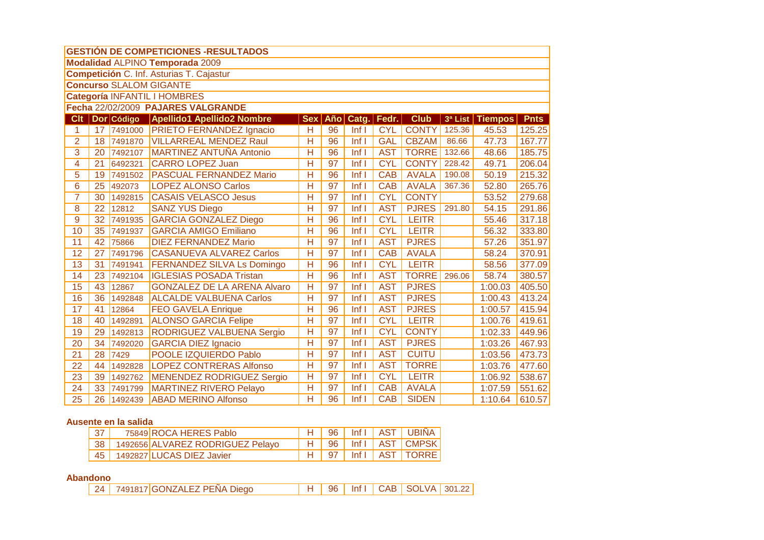**GESTIÓN DE COMPETICIONES -RESULTADOS**

**Modalidad** ALPINO **Temporada** 2009

**Competición** C. Inf. Asturias T. Cajastur

**Concurso** SLALOM GIGANTE

**Categoría** INFANTIL I HOMBRES

**Fecha** 22/02/2009 **PAJARES VALGRANDE**

| Clt | Dor | Código | Apellido1 Apellido2 Nombre | Sex | Año | Catg. | Fedr. | Club | 3ª List | Tiempos | Pnts |
|---|---|---|---|---|---|---|---|---|---|---|---|
| 1 | 17 | 7491000 | PRIETO FERNANDEZ Ignacio | H | 96 | Inf I | CYL | CONTY | 125.36 | 45.53 | 125.25 |
| 2 | 18 | 7491870 | VILLARREAL MENDEZ Raul | H | 96 | Inf I | GAL | CBZAM | 86.66 | 47.73 | 167.77 |
| 3 | 20 | 7492107 | MARTINEZ ANTUÑA Antonio | H | 96 | Inf I | AST | TORRE | 132.66 | 48.66 | 185.75 |
| 4 | 21 | 6492321 | CARRO LOPEZ Juan | H | 97 | Inf I | CYL | CONTY | 228.42 | 49.71 | 206.04 |
| 5 | 19 | 7491502 | PASCUAL FERNANDEZ Mario | H | 96 | Inf I | CAB | AVALA | 190.08 | 50.19 | 215.32 |
| 6 | 25 | 492073 | LOPEZ ALONSO Carlos | H | 97 | Inf I | CAB | AVALA | 367.36 | 52.80 | 265.76 |
| 7 | 30 | 1492815 | CASAIS VELASCO Jesus | H | 97 | Inf I | CYL | CONTY | | 53.52 | 279.68 |
| 8 | 22 | 12812 | SANZ YUS Diego | H | 97 | Inf I | AST | PJRES | 291.80 | 54.15 | 291.86 |
| 9 | 32 | 7491935 | GARCIA GONZALEZ Diego | H | 96 | Inf I | CYL | LEITR | | 55.46 | 317.18 |
| 10 | 35 | 7491937 | GARCIA AMIGO Emiliano | H | 96 | Inf I | CYL | LEITR | | 56.32 | 333.80 |
| 11 | 42 | 75866 | DIEZ FERNANDEZ Mario | H | 97 | Inf I | AST | PJRES | | 57.26 | 351.97 |
| 12 | 27 | 7491796 | CASANUEVA ALVAREZ Carlos | H | 97 | Inf I | CAB | AVALA | | 58.24 | 370.91 |
| 13 | 31 | 7491941 | FERNANDEZ SILVA Ls Domingo | H | 96 | Inf I | CYL | LEITR | | 58.56 | 377.09 |
| 14 | 23 | 7492104 | IGLESIAS POSADA Tristan | H | 96 | Inf I | AST | TORRE | 296.06 | 58.74 | 380.57 |
| 15 | 43 | 12867 | GONZALEZ DE LA ARENA Alvaro | H | 97 | Inf I | AST | PJRES | | 1:00.03 | 405.50 |
| 16 | 36 | 1492848 | ALCALDE VALBUENA Carlos | H | 97 | Inf I | AST | PJRES | | 1:00.43 | 413.24 |
| 17 | 41 | 12864 | FEO GAVELA Enrique | H | 96 | Inf I | AST | PJRES | | 1:00.57 | 415.94 |
| 18 | 40 | 1492891 | ALONSO GARCIA Felipe | H | 97 | Inf I | CYL | LEITR | | 1:00.76 | 419.61 |
| 19 | 29 | 1492813 | RODRIGUEZ VALBUENA Sergio | H | 97 | Inf I | CYL | CONTY | | 1:02.33 | 449.96 |
| 20 | 34 | 7492020 | GARCIA DIEZ Ignacio | H | 97 | Inf I | AST | PJRES | | 1:03.26 | 467.93 |
| 21 | 28 | 7429 | POOLE IZQUIERDO Pablo | H | 97 | Inf I | AST | CUITU | | 1:03.56 | 473.73 |
| 22 | 44 | 1492828 | LOPEZ CONTRERAS Alfonso | H | 97 | Inf I | AST | TORRE | | 1:03.76 | 477.60 |
| 23 | 39 | 1492762 | MENENDEZ RODRIGUEZ Sergio | H | 97 | Inf I | CYL | LEITR | | 1:06.92 | 538.67 |
| 24 | 33 | 7491799 | MARTINEZ RIVERO Pelayo | H | 97 | Inf I | CAB | AVALA | | 1:07.59 | 551.62 |
| 25 | 26 | 1492439 | ABAD MERINO Alfonso | H | 96 | Inf I | CAB | SIDEN | | 1:10.64 | 610.57 |

**Ausente en la salida**

| | | | | | | | |
|---|---|---|---|---|---|---|---|
| 37 | 75849 | ROCA HERES Pablo | H | 96 | Inf I | AST | UBIÑA |
| 38 | 1492656 | ALVAREZ RODRIGUEZ Pelayo | H | 96 | Inf I | AST | CMPSK |
| 45 | 1492827 | LUCAS DIEZ Javier | H | 97 | Inf I | AST | TORRE |

**Abandono**

| | | | | | | | | |
|---|---|---|---|---|---|---|---|---|
| 24 | 7491817 | GONZALEZ PEÑA Diego | H | 96 | Inf I | CAB | SOLVA | 301.22 |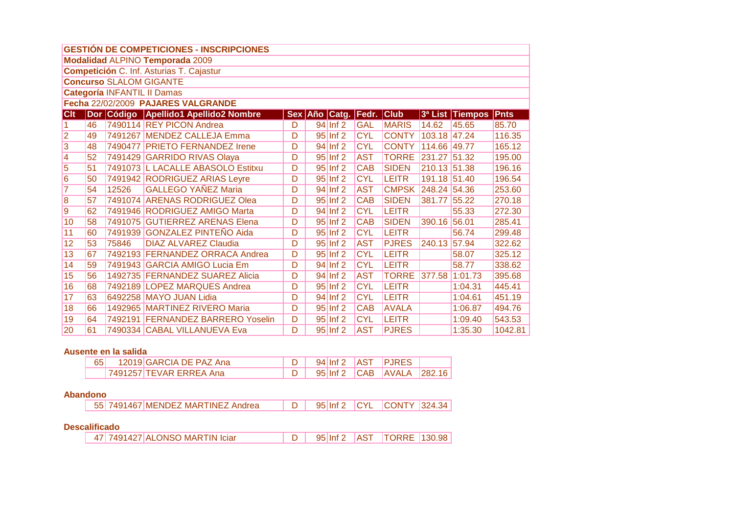**GESTIÓN DE COMPETICIONES - INSCRIPCIONES**

**Modalidad** ALPINO **Temporada** 2009

**Competición** C. Inf. Asturias T. Cajastur

**Concurso** SLALOM GIGANTE

**Categoría** INFANTIL II Damas

**Fecha** 22/02/2009 **PAJARES VALGRANDE**

| Clt | Dor | Código | Apellido1 Apellido2 Nombre | Sex | Año | Catg. | Fedr. | Club | 3ª List | Tiempos | Pnts |
|---|---|---|---|---|---|---|---|---|---|---|---|
| 1 | 46 | 7490114 | REY PICON Andrea | D | 94 | Inf 2 | GAL | MARIS | 14.62 | 45.65 | 85.70 |
| 2 | 49 | 7491267 | MENDEZ CALLEJA Emma | D | 95 | Inf 2 | CYL | CONTY | 103.18 | 47.24 | 116.35 |
| 3 | 48 | 7490477 | PRIETO FERNANDEZ Irene | D | 94 | Inf 2 | CYL | CONTY | 114.66 | 49.77 | 165.12 |
| 4 | 52 | 7491429 | GARRIDO RIVAS Olaya | D | 95 | Inf 2 | AST | TORRE | 231.27 | 51.32 | 195.00 |
| 5 | 51 | 7491073 | L LACALLE ABASOLO Estitxu | D | 95 | Inf 2 | CAB | SIDEN | 210.13 | 51.38 | 196.16 |
| 6 | 50 | 7491942 | RODRIGUEZ ARIAS Leyre | D | 95 | Inf 2 | CYL | LEITR | 191.18 | 51.40 | 196.54 |
| 7 | 54 | 12526 | GALLEGO YAÑEZ Maria | D | 94 | Inf 2 | AST | CMPSK | 248.24 | 54.36 | 253.60 |
| 8 | 57 | 7491074 | ARENAS RODRIGUEZ Olea | D | 95 | Inf 2 | CAB | SIDEN | 381.77 | 55.22 | 270.18 |
| 9 | 62 | 7491946 | RODRIGUEZ AMIGO Marta | D | 94 | Inf 2 | CYL | LEITR | | 55.33 | 272.30 |
| 10 | 58 | 7491075 | GUTIERREZ ARENAS Elena | D | 95 | Inf 2 | CAB | SIDEN | 390.16 | 56.01 | 285.41 |
| 11 | 60 | 7491939 | GONZALEZ PINTEÑO Aida | D | 95 | Inf 2 | CYL | LEITR | | 56.74 | 299.48 |
| 12 | 53 | 75846 | DIAZ ALVAREZ Claudia | D | 95 | Inf 2 | AST | PJRES | 240.13 | 57.94 | 322.62 |
| 13 | 67 | 7492193 | FERNANDEZ ORRACA Andrea | D | 95 | Inf 2 | CYL | LEITR | | 58.07 | 325.12 |
| 14 | 59 | 7491943 | GARCIA AMIGO Lucia Em | D | 94 | Inf 2 | CYL | LEITR | | 58.77 | 338.62 |
| 15 | 56 | 1492735 | FERNANDEZ SUAREZ Alicia | D | 94 | Inf 2 | AST | TORRE | 377.58 | 1:01.73 | 395.68 |
| 16 | 68 | 7492189 | LOPEZ MARQUES Andrea | D | 95 | Inf 2 | CYL | LEITR | | 1:04.31 | 445.41 |
| 17 | 63 | 6492258 | MAYO JUAN Lidia | D | 94 | Inf 2 | CYL | LEITR | | 1:04.61 | 451.19 |
| 18 | 66 | 1492965 | MARTINEZ RIVERO Maria | D | 95 | Inf 2 | CAB | AVALA | | 1:06.87 | 494.76 |
| 19 | 64 | 7492191 | FERNANDEZ BARRERO Yoselin | D | 95 | Inf 2 | CYL | LEITR | | 1:09.40 | 543.53 |
| 20 | 61 | 7490334 | CABAL VILLANUEVA Eva | D | 95 | Inf 2 | AST | PJRES | | 1:35.30 | 1042.81 |

**Ausente en la salida**

| | | | | | | | | |
|---|---|---|---|---|---|---|---|---|
| 65 | 12019 | GARCIA DE PAZ Ana | D | 94 | Inf 2 | AST | PJRES | |
| | 7491257 | TEVAR ERREA Ana | D | 95 | Inf 2 | CAB | AVALA | 282.16 |

**Abandono**

| | | | | | | | | |
|---|---|---|---|---|---|---|---|---|
| 55 | 7491467 | MENDEZ MARTINEZ Andrea | D | 95 | Inf 2 | CYL | CONTY | 324.34 |

**Descalificado**

| | | | | | | | | |
|---|---|---|---|---|---|---|---|---|
| 47 | 7491427 | ALONSO MARTIN Iciar | D | 95 | Inf 2 | AST | TORRE | 130.98 |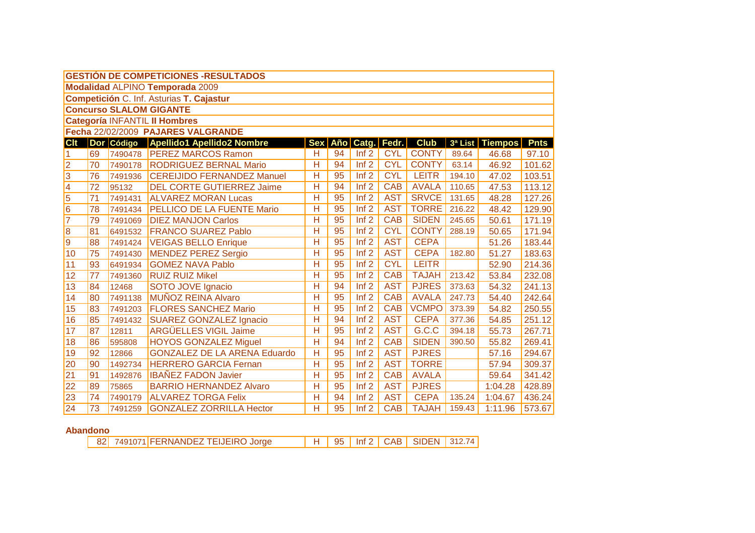**GESTIÓN DE COMPETICIONES -RESULTADOS**

**Modalidad** ALPINO **Temporada** 2009

**Competición** C. Inf. Asturias **T. Cajastur**

**Concurso SLALOM GIGANTE**

**Categoría** INFANTIL **II Hombres**

**Fecha** 22/02/2009 **PAJARES VALGRANDE**

| Clt | Dor | Código | Apellido1 Apellido2 Nombre | Sex | Año | Catg. | Fedr. | Club | 3ª List | Tiempos | Pnts |
|---|---|---|---|---|---|---|---|---|---|---|---|
| 1 | 69 | 7490478 | PEREZ MARCOS Ramon | H | 94 | Inf 2 | CYL | CONTY | 89.64 | 46.68 | 97.10 |
| 2 | 70 | 7490178 | RODRIGUEZ BERNAL Mario | H | 94 | Inf 2 | CYL | CONTY | 63.14 | 46.92 | 101.62 |
| 3 | 76 | 7491936 | CEREIJIDO FERNANDEZ Manuel | H | 95 | Inf 2 | CYL | LEITR | 194.10 | 47.02 | 103.51 |
| 4 | 72 | 95132 | DEL CORTE GUTIERREZ Jaime | H | 94 | Inf 2 | CAB | AVALA | 110.65 | 47.53 | 113.12 |
| 5 | 71 | 7491431 | ALVAREZ MORAN Lucas | H | 95 | Inf 2 | AST | SRVCE | 131.65 | 48.28 | 127.26 |
| 6 | 78 | 7491434 | PELLICO DE LA FUENTE Mario | H | 95 | Inf 2 | AST | TORRE | 216.22 | 48.42 | 129.90 |
| 7 | 79 | 7491069 | DIEZ MANJON Carlos | H | 95 | Inf 2 | CAB | SIDEN | 245.65 | 50.61 | 171.19 |
| 8 | 81 | 6491532 | FRANCO SUAREZ Pablo | H | 95 | Inf 2 | CYL | CONTY | 288.19 | 50.65 | 171.94 |
| 9 | 88 | 7491424 | VEIGAS BELLO Enrique | H | 95 | Inf 2 | AST | CEPA | | 51.26 | 183.44 |
| 10 | 75 | 7491430 | MENDEZ PEREZ Sergio | H | 95 | Inf 2 | AST | CEPA | 182.80 | 51.27 | 183.63 |
| 11 | 93 | 6491934 | GOMEZ NAVA Pablo | H | 95 | Inf 2 | CYL | LEITR | | 52.90 | 214.36 |
| 12 | 77 | 7491360 | RUIZ RUIZ Mikel | H | 95 | Inf 2 | CAB | TAJAH | 213.42 | 53.84 | 232.08 |
| 13 | 84 | 12468 | SOTO JOVE Ignacio | H | 94 | Inf 2 | AST | PJRES | 373.63 | 54.32 | 241.13 |
| 14 | 80 | 7491138 | MUÑOZ REINA Alvaro | H | 95 | Inf 2 | CAB | AVALA | 247.73 | 54.40 | 242.64 |
| 15 | 83 | 7491203 | FLORES SANCHEZ Mario | H | 95 | Inf 2 | CAB | VCMPO | 373.39 | 54.82 | 250.55 |
| 16 | 85 | 7491432 | SUAREZ GONZALEZ Ignacio | H | 94 | Inf 2 | AST | CEPA | 377.36 | 54.85 | 251.12 |
| 17 | 87 | 12811 | ARGÜELLES VIGIL Jaime | H | 95 | Inf 2 | AST | G.C.C | 394.18 | 55.73 | 267.71 |
| 18 | 86 | 595808 | HOYOS GONZALEZ Miguel | H | 94 | Inf 2 | CAB | SIDEN | 390.50 | 55.82 | 269.41 |
| 19 | 92 | 12866 | GONZALEZ DE LA ARENA Eduardo | H | 95 | Inf 2 | AST | PJRES | | 57.16 | 294.67 |
| 20 | 90 | 1492734 | HERRERO GARCIA Fernan | H | 95 | Inf 2 | AST | TORRE | | 57.94 | 309.37 |
| 21 | 91 | 1492876 | IBAÑEZ FADON Javier | H | 95 | Inf 2 | CAB | AVALA | | 59.64 | 341.42 |
| 22 | 89 | 75865 | BARRIO HERNANDEZ Alvaro | H | 95 | Inf 2 | AST | PJRES | | 1:04.28 | 428.89 |
| 23 | 74 | 7490179 | ALVAREZ TORGA Felix | H | 94 | Inf 2 | AST | CEPA | 135.24 | 1:04.67 | 436.24 |
| 24 | 73 | 7491259 | GONZALEZ ZORRILLA Hector | H | 95 | Inf 2 | CAB | TAJAH | 159.43 | 1:11.96 | 573.67 |

**Abandono**

| | | | | | | | | |
|---|---|---|---|---|---|---|---|---|
| 82 | 7491071 | FERNANDEZ TEIJEIRO Jorge | H | 95 | Inf 2 | CAB | SIDEN | 312.74 |